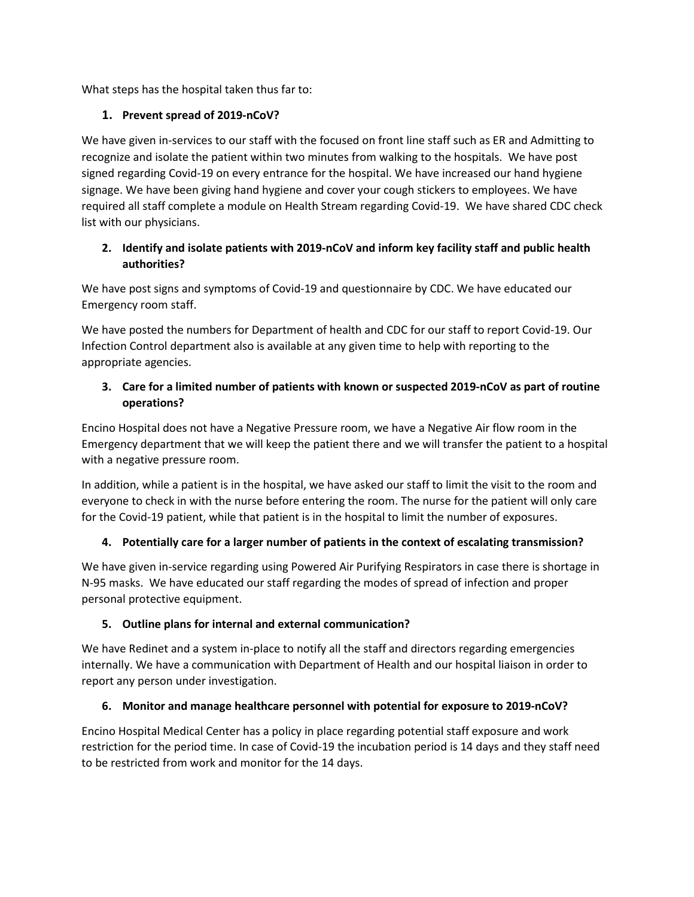What steps has the hospital taken thus far to:

1. **Prevent spread of 2019-nCoV?**

We have given in-services to our staff with the focused on front line staff such as ER and Admitting to recognize and isolate the patient within two minutes from walking to the hospitals. We have post signed regarding Covid-19 on every entrance for the hospital. We have increased our hand hygiene signage. We have been giving hand hygiene and cover your cough stickers to employees. We have required all staff complete a module on Health Stream regarding Covid-19. We have shared CDC check list with our physicians.

2. **Identify and isolate patients with 2019-nCoV and inform key facility staff and public health authorities?**

We have post signs and symptoms of Covid-19 and questionnaire by CDC. We have educated our Emergency room staff.

We have posted the numbers for Department of health and CDC for our staff to report Covid-19. Our Infection Control department also is available at any given time to help with reporting to the appropriate agencies.

3. **Care for a limited number of patients with known or suspected 2019-nCoV as part of routine operations?**

Encino Hospital does not have a Negative Pressure room, we have a Negative Air flow room in the Emergency department that we will keep the patient there and we will transfer the patient to a hospital with a negative pressure room.

In addition, while a patient is in the hospital, we have asked our staff to limit the visit to the room and everyone to check in with the nurse before entering the room. The nurse for the patient will only care for the Covid-19 patient, while that patient is in the hospital to limit the number of exposures.

4. **Potentially care for a larger number of patients in the context of escalating transmission?**

We have given in-service regarding using Powered Air Purifying Respirators in case there is shortage in N-95 masks. We have educated our staff regarding the modes of spread of infection and proper personal protective equipment.

5. **Outline plans for internal and external communication?**

We have Redinet and a system in-place to notify all the staff and directors regarding emergencies internally. We have a communication with Department of Health and our hospital liaison in order to report any person under investigation.

6. **Monitor and manage healthcare personnel with potential for exposure to 2019-nCoV?**

Encino Hospital Medical Center has a policy in place regarding potential staff exposure and work restriction for the period time. In case of Covid-19 the incubation period is 14 days and they staff need to be restricted from work and monitor for the 14 days.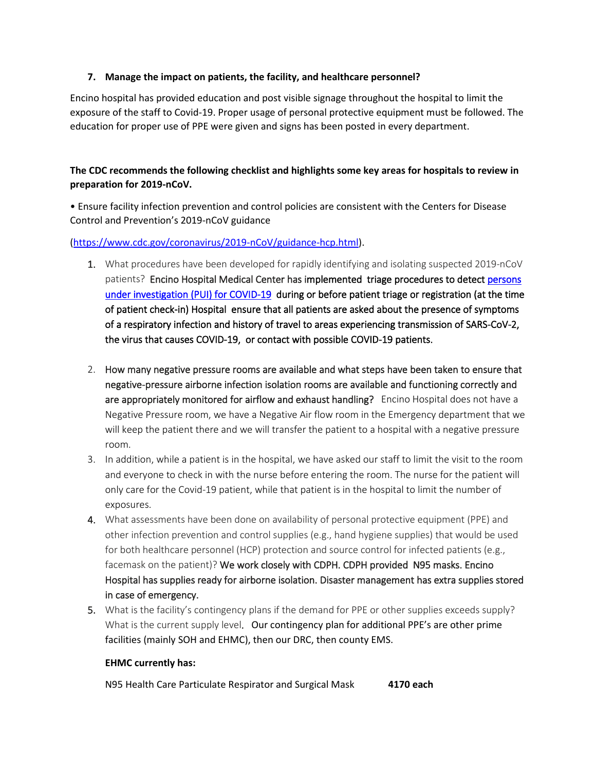7. **Manage the impact on patients, the facility, and healthcare personnel?**

Encino hospital has provided education and post visible signage throughout the hospital to limit the exposure of the staff to Covid-19. Proper usage of personal protective equipment must be followed. The education for proper use of PPE were given and signs has been posted in every department.

**The CDC recommends the following checklist and highlights some key areas for hospitals to review in preparation for 2019-nCoV.**

• Ensure facility infection prevention and control policies are consistent with the Centers for Disease Control and Prevention's 2019-nCoV guidance

(https://www.cdc.gov/coronavirus/2019-nCoV/guidance-hcp.html).

1. What procedures have been developed for rapidly identifying and isolating suspected 2019-nCoV patients? Encino Hospital Medical Center has implemented triage procedures to detect persons under investigation (PUI) for COVID-19 during or before patient triage or registration (at the time of patient check-in) Hospital ensure that all patients are asked about the presence of symptoms of a respiratory infection and history of travel to areas experiencing transmission of SARS-CoV-2, the virus that causes COVID-19, or contact with possible COVID-19 patients.

2. How many negative pressure rooms are available and what steps have been taken to ensure that negative-pressure airborne infection isolation rooms are available and functioning correctly and are appropriately monitored for airflow and exhaust handling? Encino Hospital does not have a Negative Pressure room, we have a Negative Air flow room in the Emergency department that we will keep the patient there and we will transfer the patient to a hospital with a negative pressure room.
3. In addition, while a patient is in the hospital, we have asked our staff to limit the visit to the room and everyone to check in with the nurse before entering the room. The nurse for the patient will only care for the Covid-19 patient, while that patient is in the hospital to limit the number of exposures.
4. What assessments have been done on availability of personal protective equipment (PPE) and other infection prevention and control supplies (e.g., hand hygiene supplies) that would be used for both healthcare personnel (HCP) protection and source control for infected patients (e.g., facemask on the patient)? We work closely with CDPH. CDPH provided N95 masks. Encino Hospital has supplies ready for airborne isolation. Disaster management has extra supplies stored in case of emergency.
5. What is the facility's contingency plans if the demand for PPE or other supplies exceeds supply? What is the current supply level. Our contingency plan for additional PPE's are other prime facilities (mainly SOH and EHMC), then our DRC, then county EMS.

   **EHMC currently has:**

   N95 Health Care Particulate Respirator and Surgical Mask **4170 each**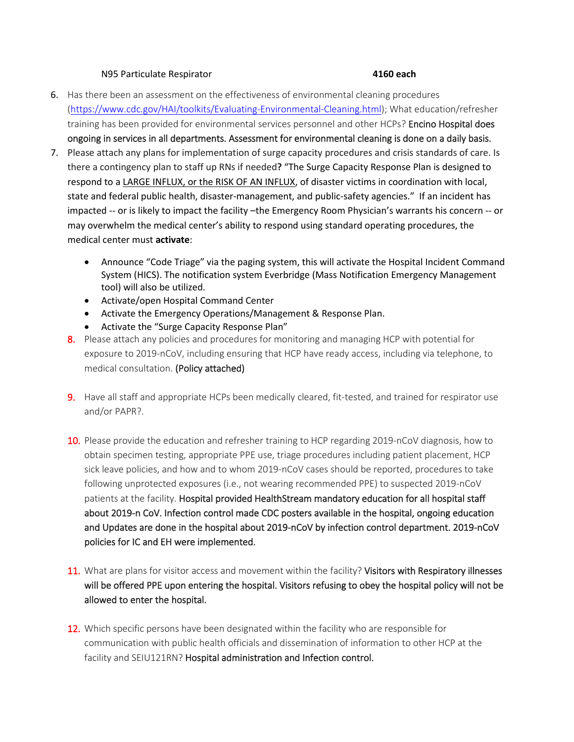N95 Particulate Respirator **4160 each**

6. Has there been an assessment on the effectiveness of environmental cleaning procedures (https://www.cdc.gov/HAI/toolkits/Evaluating-Environmental-Cleaning.html); What education/refresher training has been provided for environmental services personnel and other HCPs? Encino Hospital does ongoing in services in all departments. Assessment for environmental cleaning is done on a daily basis.
7. Please attach any plans for implementation of surge capacity procedures and crisis standards of care. Is there a contingency plan to staff up RNs if needed**?** "The Surge Capacity Response Plan is designed to respond to a LARGE INFLUX, or the RISK OF AN INFLUX, of disaster victims in coordination with local, state and federal public health, disaster-management, and public-safety agencies." If an incident has impacted -- or is likely to impact the facility –the Emergency Room Physician's warrants his concern -- or may overwhelm the medical center's ability to respond using standard operating procedures, the medical center must **activate**:
   - Announce "Code Triage" via the paging system, this will activate the Hospital Incident Command System (HICS). The notification system Everbridge (Mass Notification Emergency Management tool) will also be utilized.
   - Activate/open Hospital Command Center
   - Activate the Emergency Operations/Management & Response Plan.
   - Activate the "Surge Capacity Response Plan"
8. Please attach any policies and procedures for monitoring and managing HCP with potential for exposure to 2019-nCoV, including ensuring that HCP have ready access, including via telephone, to medical consultation. (Policy attached)
9. Have all staff and appropriate HCPs been medically cleared, fit-tested, and trained for respirator use and/or PAPR?.
10. Please provide the education and refresher training to HCP regarding 2019-nCoV diagnosis, how to obtain specimen testing, appropriate PPE use, triage procedures including patient placement, HCP sick leave policies, and how and to whom 2019-nCoV cases should be reported, procedures to take following unprotected exposures (i.e., not wearing recommended PPE) to suspected 2019-nCoV patients at the facility. Hospital provided HealthStream mandatory education for all hospital staff about 2019-n CoV. Infection control made CDC posters available in the hospital, ongoing education and Updates are done in the hospital about 2019-nCoV by infection control department. 2019-nCoV policies for IC and EH were implemented.
11. What are plans for visitor access and movement within the facility? Visitors with Respiratory illnesses will be offered PPE upon entering the hospital. Visitors refusing to obey the hospital policy will not be allowed to enter the hospital.
12. Which specific persons have been designated within the facility who are responsible for communication with public health officials and dissemination of information to other HCP at the facility and SEIU121RN? Hospital administration and Infection control.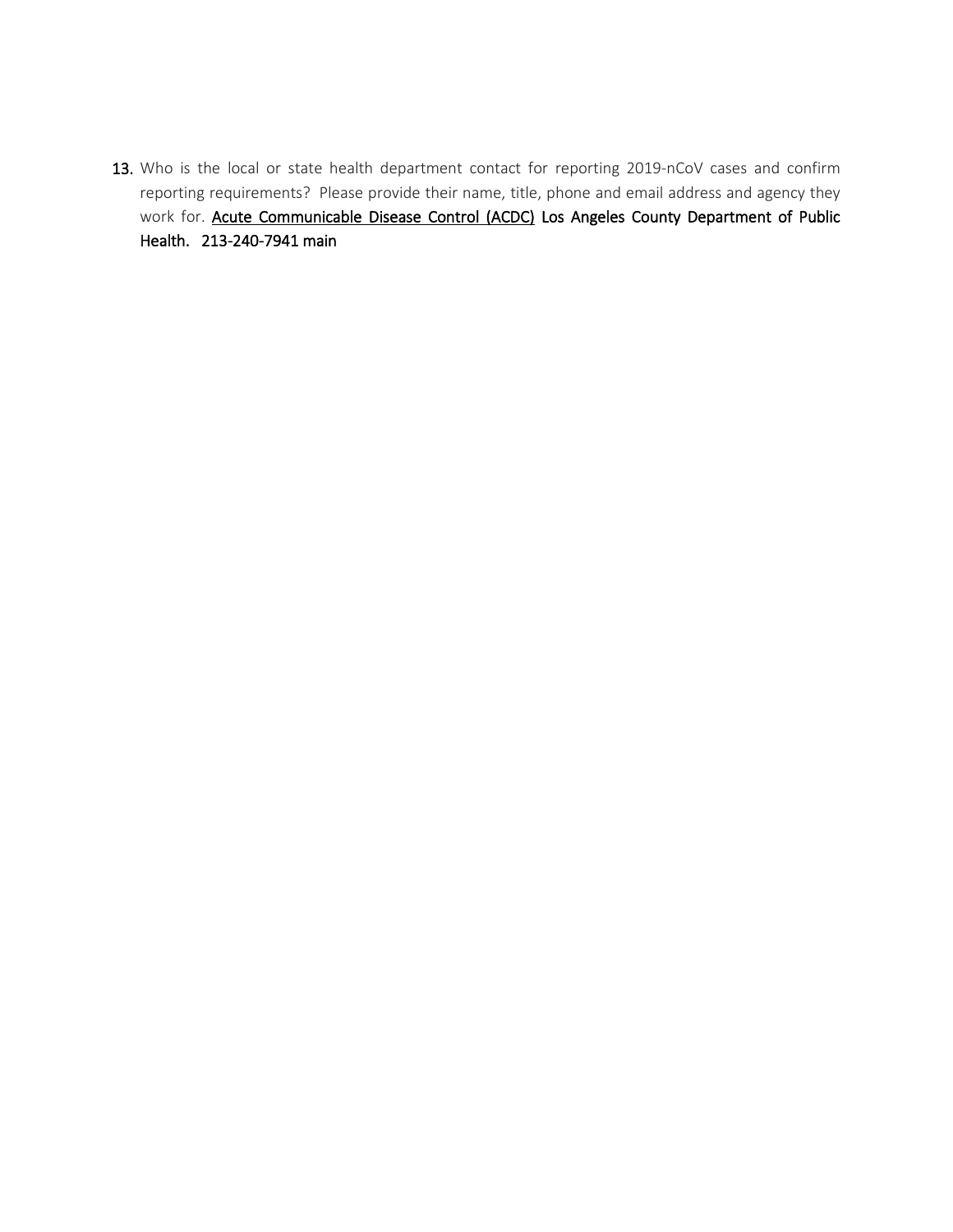**13.** Who is the local or state health department contact for reporting 2019-nCoV cases and confirm reporting requirements? Please provide their name, title, phone and email address and agency they work for. **Acute Communicable Disease Control (ACDC) Los Angeles County Department of Public Health. 213-240-7941 main**